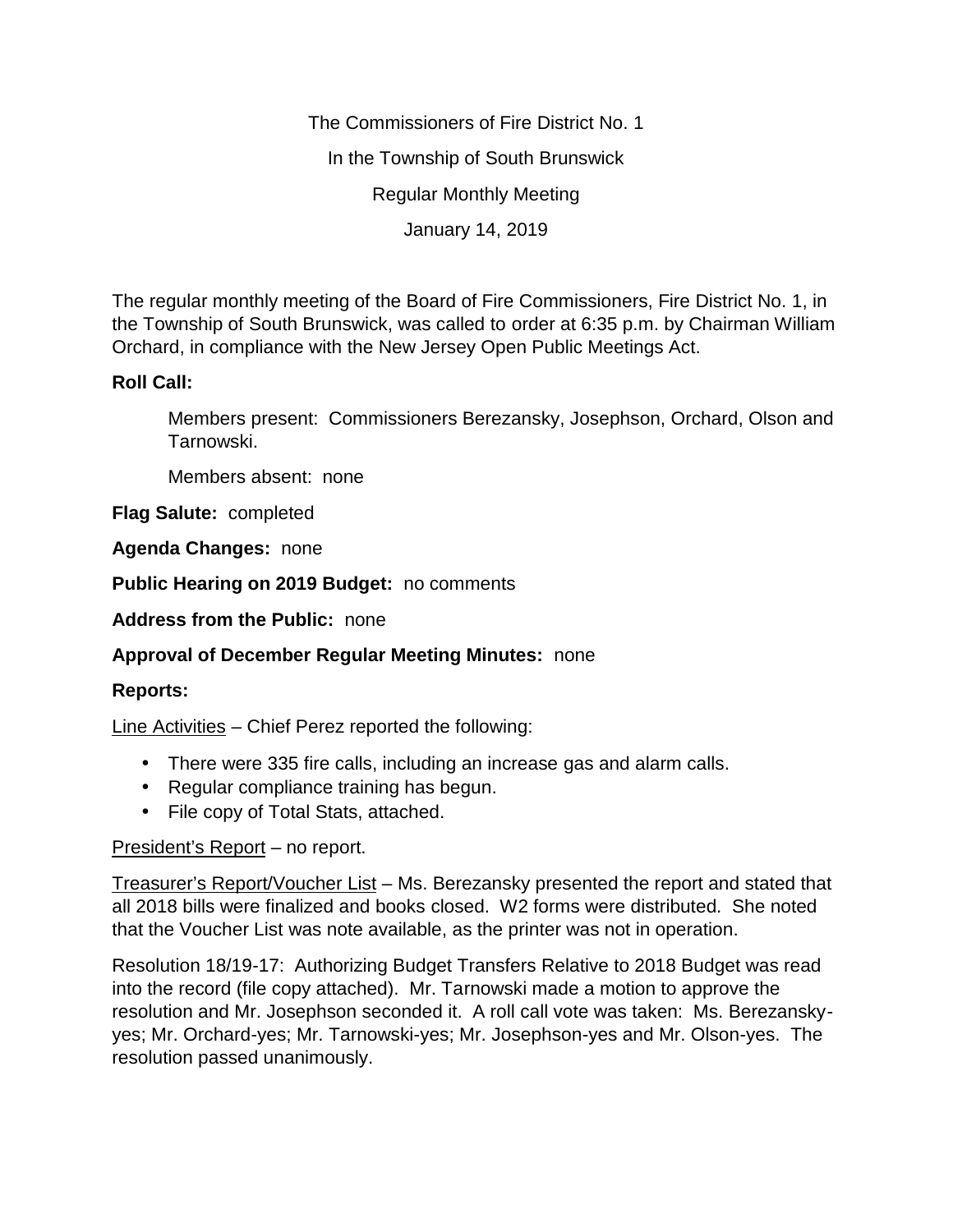The Commissioners of Fire District No. 1

In the Township of South Brunswick

Regular Monthly Meeting

January 14, 2019

The regular monthly meeting of the Board of Fire Commissioners, Fire District No. 1, in the Township of South Brunswick, was called to order at 6:35 p.m. by Chairman William Orchard, in compliance with the New Jersey Open Public Meetings Act.

**Roll Call:**

Members present: Commissioners Berezansky, Josephson, Orchard, Olson and Tarnowski.

Members absent: none

**Flag Salute:** completed

**Agenda Changes:** none

**Public Hearing on 2019 Budget:** no comments

**Address from the Public:** none

**Approval of December Regular Meeting Minutes:** none

**Reports:**

Line Activities – Chief Perez reported the following:

- There were 335 fire calls, including an increase gas and alarm calls.
- Regular compliance training has begun.
- File copy of Total Stats, attached.

President's Report – no report.

Treasurer's Report/Voucher List – Ms. Berezansky presented the report and stated that all 2018 bills were finalized and books closed. W2 forms were distributed. She noted that the Voucher List was note available, as the printer was not in operation.

Resolution 18/19-17: Authorizing Budget Transfers Relative to 2018 Budget was read into the record (file copy attached). Mr. Tarnowski made a motion to approve the resolution and Mr. Josephson seconded it. A roll call vote was taken: Ms. Berezansky-yes; Mr. Orchard-yes; Mr. Tarnowski-yes; Mr. Josephson-yes and Mr. Olson-yes. The resolution passed unanimously.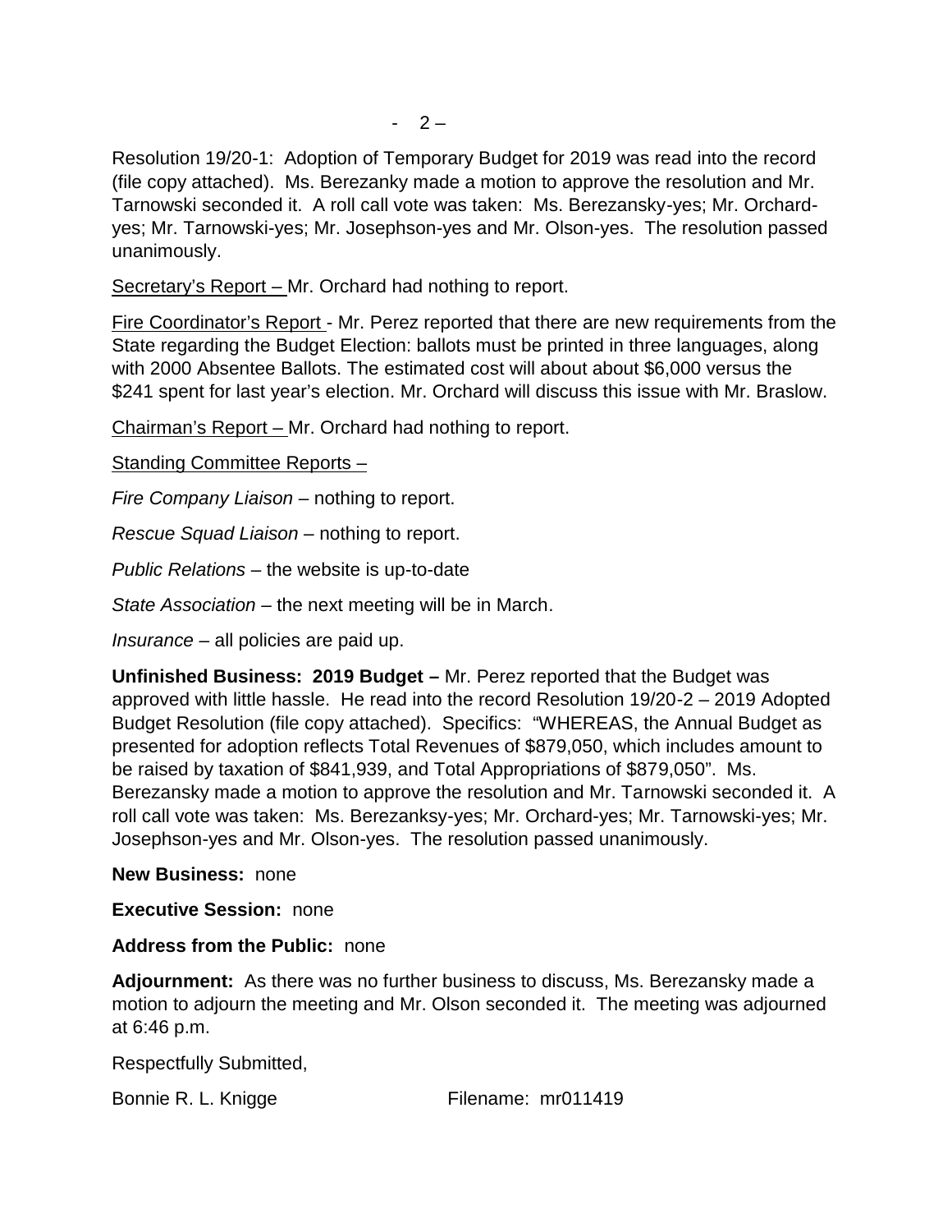Resolution 19/20-1: Adoption of Temporary Budget for 2019 was read into the record (file copy attached). Ms. Berezanky made a motion to approve the resolution and Mr. Tarnowski seconded it. A roll call vote was taken: Ms. Berezansky-yes; Mr. Orchard-yes; Mr. Tarnowski-yes; Mr. Josephson-yes and Mr. Olson-yes. The resolution passed unanimously.

Secretary's Report – Mr. Orchard had nothing to report.

Fire Coordinator's Report - Mr. Perez reported that there are new requirements from the State regarding the Budget Election: ballots must be printed in three languages, along with 2000 Absentee Ballots. The estimated cost will about about $6,000 versus the $241 spent for last year's election. Mr. Orchard will discuss this issue with Mr. Braslow.

Chairman's Report – Mr. Orchard had nothing to report.

Standing Committee Reports –

*Fire Company Liaison* – nothing to report.

*Rescue Squad Liaison* – nothing to report.

*Public Relations* – the website is up-to-date

*State Association* – the next meeting will be in March.

*Insurance* – all policies are paid up.

**Unfinished Business: 2019 Budget –** Mr. Perez reported that the Budget was approved with little hassle. He read into the record Resolution 19/20-2 – 2019 Adopted Budget Resolution (file copy attached). Specifics: "WHEREAS, the Annual Budget as presented for adoption reflects Total Revenues of $879,050, which includes amount to be raised by taxation of $841,939, and Total Appropriations of $879,050". Ms. Berezansky made a motion to approve the resolution and Mr. Tarnowski seconded it. A roll call vote was taken: Ms. Berezanksy-yes; Mr. Orchard-yes; Mr. Tarnowski-yes; Mr. Josephson-yes and Mr. Olson-yes. The resolution passed unanimously.

**New Business:** none

**Executive Session:** none

**Address from the Public:** none

**Adjournment:** As there was no further business to discuss, Ms. Berezansky made a motion to adjourn the meeting and Mr. Olson seconded it. The meeting was adjourned at 6:46 p.m.

Respectfully Submitted,

Bonnie R. L. Knigge Filename: mr011419